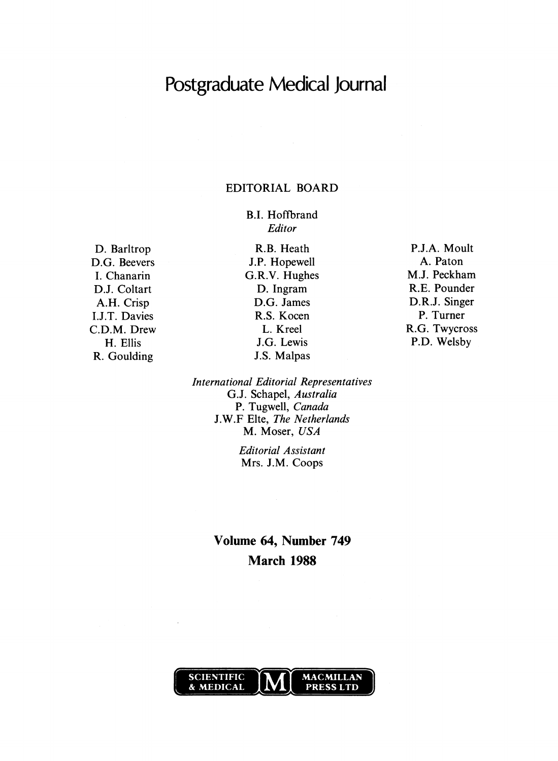# Postgraduate Medical Journal

## EDITORIAL BOARD

B.I. Hoffbrand
*Editor*

D. Barltrop
D.G. Beevers
I. Chanarin
D.J. Coltart
A.H. Crisp
I.J.T. Davies
C.D.M. Drew
H. Ellis
R. Goulding

R.B. Heath
J.P. Hopewell
G.R.V. Hughes
D. Ingram
D.G. James
R.S. Kocen
L. Kreel
J.G. Lewis
J.S. Malpas

P.J.A. Moult
A. Paton
M.J. Peckham
R.E. Pounder
D.R.J. Singer
P. Turner
R.G. Twycross
P.D. Welsby

*International Editorial Representatives*
G.J. Schapel, *Australia*
P. Tugwell, *Canada*
J.W.F Elte, *The Netherlands*
M. Moser, *USA*

*Editorial Assistant*
Mrs. J.M. Coops

**Volume 64, Number 749**
**March 1988**

SCIENTIFIC & MEDICAL M MACMILLAN PRESS LTD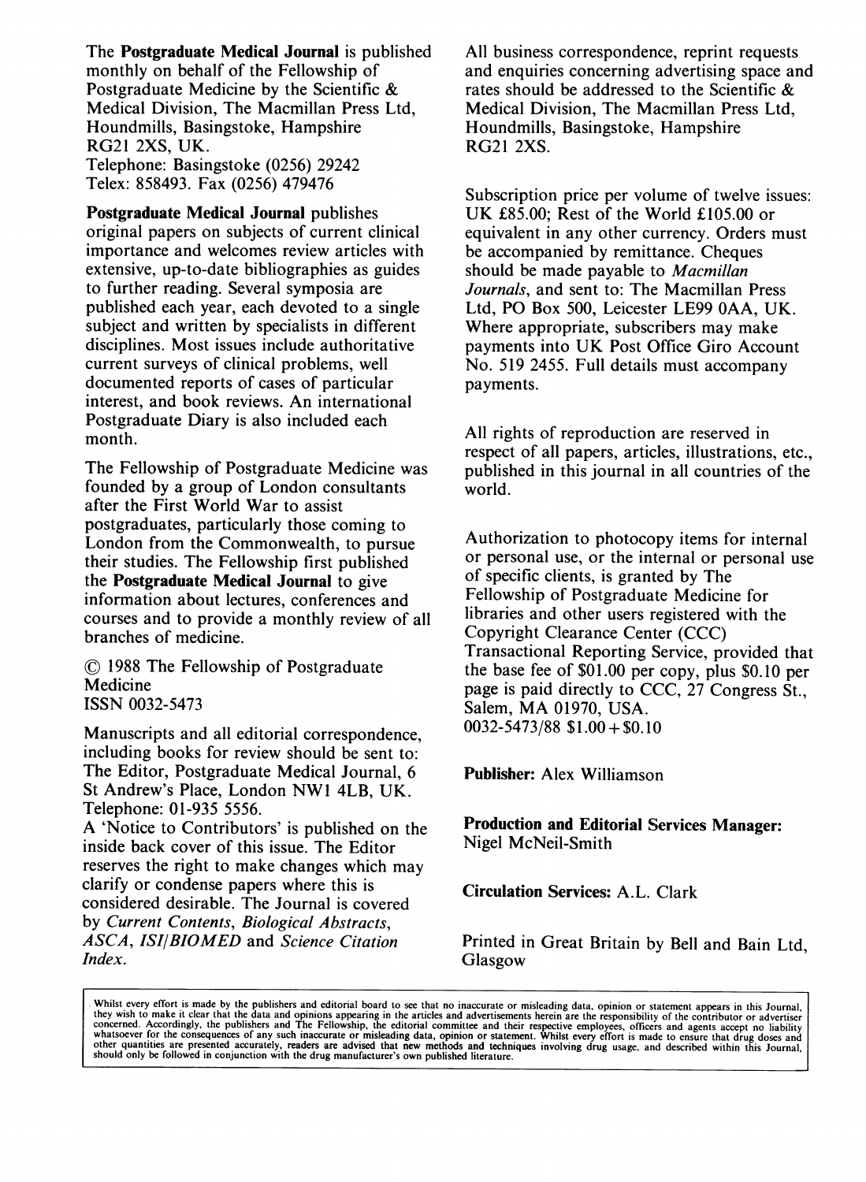The **Postgraduate Medical Journal** is published monthly on behalf of the Fellowship of Postgraduate Medicine by the Scientific & Medical Division, The Macmillan Press Ltd, Houndmills, Basingstoke, Hampshire RG21 2XS, UK.
Telephone: Basingstoke (0256) 29242
Telex: 858493. Fax (0256) 479476

**Postgraduate Medical Journal** publishes original papers on subjects of current clinical importance and welcomes review articles with extensive, up-to-date bibliographies as guides to further reading. Several symposia are published each year, each devoted to a single subject and written by specialists in different disciplines. Most issues include authoritative current surveys of clinical problems, well documented reports of cases of particular interest, and book reviews. An international Postgraduate Diary is also included each month.

The Fellowship of Postgraduate Medicine was founded by a group of London consultants after the First World War to assist postgraduates, particularly those coming to London from the Commonwealth, to pursue their studies. The Fellowship first published the **Postgraduate Medical Journal** to give information about lectures, conferences and courses and to provide a monthly review of all branches of medicine.

© 1988 The Fellowship of Postgraduate Medicine
ISSN 0032-5473

Manuscripts and all editorial correspondence, including books for review should be sent to: The Editor, Postgraduate Medical Journal, 6 St Andrew's Place, London NW1 4LB, UK.
Telephone: 01-935 5556.
A 'Notice to Contributors' is published on the inside back cover of this issue. The Editor reserves the right to make changes which may clarify or condense papers where this is considered desirable. The Journal is covered by *Current Contents*, *Biological Abstracts*, *ASCA*, *ISI/BIOMED* and *Science Citation Index*.

All business correspondence, reprint requests and enquiries concerning advertising space and rates should be addressed to the Scientific & Medical Division, The Macmillan Press Ltd, Houndmills, Basingstoke, Hampshire RG21 2XS.

Subscription price per volume of twelve issues: UK £85.00; Rest of the World £105.00 or equivalent in any other currency. Orders must be accompanied by remittance. Cheques should be made payable to *Macmillan Journals*, and sent to: The Macmillan Press Ltd, PO Box 500, Leicester LE99 0AA, UK. Where appropriate, subscribers may make payments into UK Post Office Giro Account No. 519 2455. Full details must accompany payments.

All rights of reproduction are reserved in respect of all papers, articles, illustrations, etc., published in this journal in all countries of the world.

Authorization to photocopy items for internal or personal use, or the internal or personal use of specific clients, is granted by The Fellowship of Postgraduate Medicine for libraries and other users registered with the Copyright Clearance Center (CCC) Transactional Reporting Service, provided that the base fee of $01.00 per copy, plus $0.10 per page is paid directly to CCC, 27 Congress St., Salem, MA 01970, USA.
0032-5473/88 $1.00 + $0.10

**Publisher:** Alex Williamson

**Production and Editorial Services Manager:** Nigel McNeil-Smith

**Circulation Services:** A.L. Clark

Printed in Great Britain by Bell and Bain Ltd, Glasgow

Whilst every effort is made by the publishers and editorial board to see that no inaccurate or misleading data, opinion or statement appears in this Journal, they wish to make it clear that the data and opinions appearing in the articles and advertisements herein are the responsibility of the contributor or advertiser concerned. Accordingly, the publishers and The Fellowship, the editorial committee and their respective employees, officers and agents accept no liability whatsoever for the consequences of any such inaccurate or misleading data, opinion or statement. Whilst every effort is made to ensure that drug doses and other quantities are presented accurately, readers are advised that new methods and techniques involving drug usage, and described within this Journal, should only be followed in conjunction with the drug manufacturer's own published literature.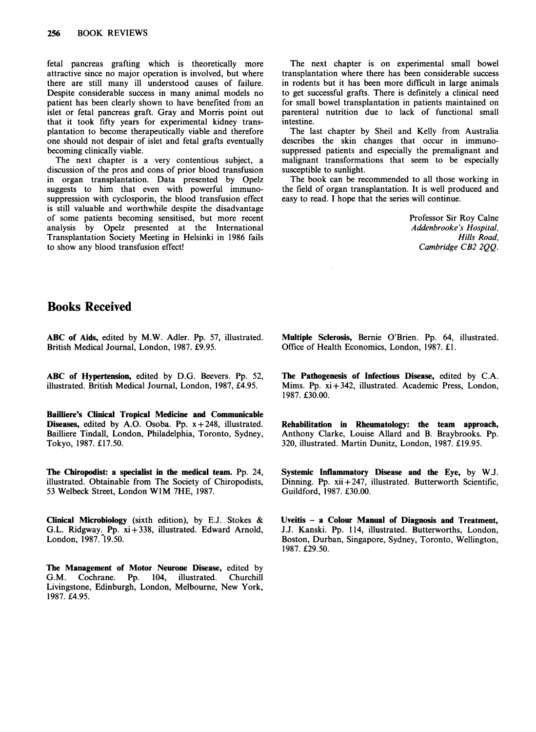fetal pancreas grafting which is theoretically more attractive since no major operation is involved, but where there are still many ill understood causes of failure. Despite considerable success in many animal models no patient has been clearly shown to have benefited from an islet or fetal pancreas graft. Gray and Morris point out that it took fifty years for experimental kidney transplantation to become therapeutically viable and therefore one should not despair of islet and fetal grafts eventually becoming clinically viable.

The next chapter is a very contentious subject, a discussion of the pros and cons of prior blood transfusion in organ transplantation. Data presented by Opelz suggests to him that even with powerful immunosuppression with cyclosporin, the blood transfusion effect is still valuable and worthwhile despite the disadvantage of some patients becoming sensitised, but more recent analysis by Opelz presented at the International Transplantation Society Meeting in Helsinki in 1986 fails to show any blood transfusion effect!

The next chapter is on experimental small bowel transplantation where there has been considerable success in rodents but it has been more difficult in large animals to get successful grafts. There is definitely a clinical need for small bowel transplantation in patients maintained on parenteral nutrition due to lack of functional small intestine.

The last chapter by Sheil and Kelly from Australia describes the skin changes that occur in immunosuppressed patients and especially the premalignant and malignant transformations that seem to be especially susceptible to sunlight.

The book can be recommended to all those working in the field of organ transplantation. It is well produced and easy to read. I hope that the series will continue.

Professor Sir Roy Calne
*Addenbrooke's Hospital,*
*Hills Road,*
*Cambridge CB2 2QQ.*

## Books Received

**ABC of Aids,** edited by M.W. Adler. Pp. 57, illustrated. British Medical Journal, London, 1987. £9.95.

**ABC of Hypertension,** edited by D.G. Beevers. Pp. 52, illustrated. British Medical Journal, London, 1987, £4.95.

**Bailliere's Clinical Tropical Medicine and Communicable Diseases,** edited by A.O. Osoba. Pp. x + 248, illustrated. Bailliere Tindall, London, Philadelphia, Toronto, Sydney, Tokyo, 1987. £17.50.

**The Chiropodist: a specialist in the medical team.** Pp. 24, illustrated. Obtainable from The Society of Chiropodists, 53 Welbeck Street, London W1M 7HE, 1987.

**Clinical Microbiology** (sixth edition), by E.J. Stokes & G.L. Ridgway. Pp. xi + 338, illustrated. Edward Arnold, London, 1987. 19.50.

**The Management of Motor Neurone Disease,** edited by G.M. Cochrane. Pp. 104, illustrated. Churchill Livingstone, Edinburgh, London, Melbourne, New York, 1987. £4.95.

**Multiple Sclerosis,** Bernie O'Brien. Pp. 64, illustrated. Office of Health Economics, London, 1987. £1.

**The Pathogenesis of Infectious Disease,** edited by C.A. Mims. Pp. xi + 342, illustrated. Academic Press, London, 1987. £30.00.

**Rehabilitation in Rheumatology: the team approach,** Anthony Clarke, Louise Allard and B. Braybrooks. Pp. 320, illustrated. Martin Dunitz, London, 1987. £19.95.

**Systemic Inflammatory Disease and the Eye,** by W.J. Dinning. Pp. xii + 247, illustrated. Butterworth Scientific, Guildford, 1987. £30.00.

**Uveitis – a Colour Manual of Diagnosis and Treatment,** J.J. Kanski. Pp. 114, illustrated. Butterworths, London, Boston, Durban, Singapore, Sydney, Toronto, Wellington, 1987. £29.50.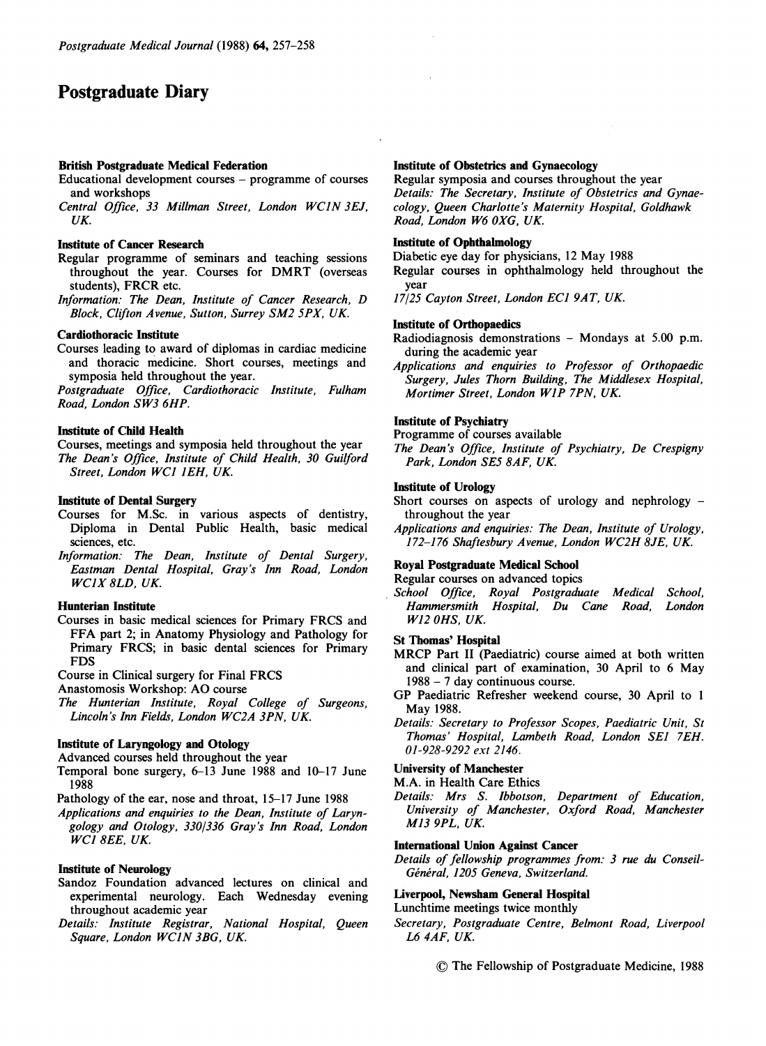# Postgraduate Diary

**British Postgraduate Medical Federation**

Educational development courses – programme of courses and workshops

*Central Office, 33 Millman Street, London WC1N 3EJ, UK.*

**Institute of Cancer Research**

Regular programme of seminars and teaching sessions throughout the year. Courses for DMRT (overseas students), FRCR etc.

*Information: The Dean, Institute of Cancer Research, D Block, Clifton Avenue, Sutton, Surrey SM2 5PX, UK.*

**Cardiothoracic Institute**

Courses leading to award of diplomas in cardiac medicine and thoracic medicine. Short courses, meetings and symposia held throughout the year.

*Postgraduate Office, Cardiothoracic Institute, Fulham Road, London SW3 6HP.*

**Institute of Child Health**

Courses, meetings and symposia held throughout the year

*The Dean's Office, Institute of Child Health, 30 Guilford Street, London WC1 1EH, UK.*

**Institute of Dental Surgery**

Courses for M.Sc. in various aspects of dentistry, Diploma in Dental Public Health, basic medical sciences, etc.

*Information: The Dean, Institute of Dental Surgery, Eastman Dental Hospital, Gray's Inn Road, London WC1X 8LD, UK.*

**Hunterian Institute**

Courses in basic medical sciences for Primary FRCS and FFA part 2; in Anatomy Physiology and Pathology for Primary FRCS; in basic dental sciences for Primary FDS

Course in Clinical surgery for Final FRCS

Anastomosis Workshop: AO course

*The Hunterian Institute, Royal College of Surgeons, Lincoln's Inn Fields, London WC2A 3PN, UK.*

**Institute of Laryngology and Otology**

Advanced courses held throughout the year

Temporal bone surgery, 6–13 June 1988 and 10–17 June 1988

Pathology of the ear, nose and throat, 15–17 June 1988

*Applications and enquiries to the Dean, Institute of Laryngology and Otology, 330/336 Gray's Inn Road, London WC1 8EE, UK.*

**Institute of Neurology**

Sandoz Foundation advanced lectures on clinical and experimental neurology. Each Wednesday evening throughout academic year

*Details: Institute Registrar, National Hospital, Queen Square, London WC1N 3BG, UK.*

**Institute of Obstetrics and Gynaecology**

Regular symposia and courses throughout the year

*Details: The Secretary, Institute of Obstetrics and Gynaecology, Queen Charlotte's Maternity Hospital, Goldhawk Road, London W6 0XG, UK.*

**Institute of Ophthalmology**

Diabetic eye day for physicians, 12 May 1988

Regular courses in ophthalmology held throughout the year

*17/25 Cayton Street, London EC1 9AT, UK.*

**Institute of Orthopaedics**

Radiodiagnosis demonstrations – Mondays at 5.00 p.m. during the academic year

*Applications and enquiries to Professor of Orthopaedic Surgery, Jules Thorn Building, The Middlesex Hospital, Mortimer Street, London W1P 7PN, UK.*

**Institute of Psychiatry**

Programme of courses available

*The Dean's Office, Institute of Psychiatry, De Crespigny Park, London SE5 8AF, UK.*

**Institute of Urology**

Short courses on aspects of urology and nephrology – throughout the year

*Applications and enquiries: The Dean, Institute of Urology, 172–176 Shaftesbury Avenue, London WC2H 8JE, UK.*

**Royal Postgraduate Medical School**

Regular courses on advanced topics

*School Office, Royal Postgraduate Medical School, Hammersmith Hospital, Du Cane Road, London W12 0HS, UK.*

**St Thomas' Hospital**

MRCP Part II (Paediatric) course aimed at both written and clinical part of examination, 30 April to 6 May 1988 – 7 day continuous course.

GP Paediatric Refresher weekend course, 30 April to 1 May 1988.

*Details: Secretary to Professor Scopes, Paediatric Unit, St Thomas' Hospital, Lambeth Road, London SE1 7EH. 01-928-9292 ext 2146.*

**University of Manchester**

M.A. in Health Care Ethics

*Details: Mrs S. Ibbotson, Department of Education, University of Manchester, Oxford Road, Manchester M13 9PL, UK.*

**International Union Against Cancer**

*Details of fellowship programmes from: 3 rue du Conseil-Général, 1205 Geneva, Switzerland.*

**Liverpool, Newsham General Hospital**

Lunchtime meetings twice monthly

*Secretary, Postgraduate Centre, Belmont Road, Liverpool L6 4AF, UK.*

© The Fellowship of Postgraduate Medicine, 1988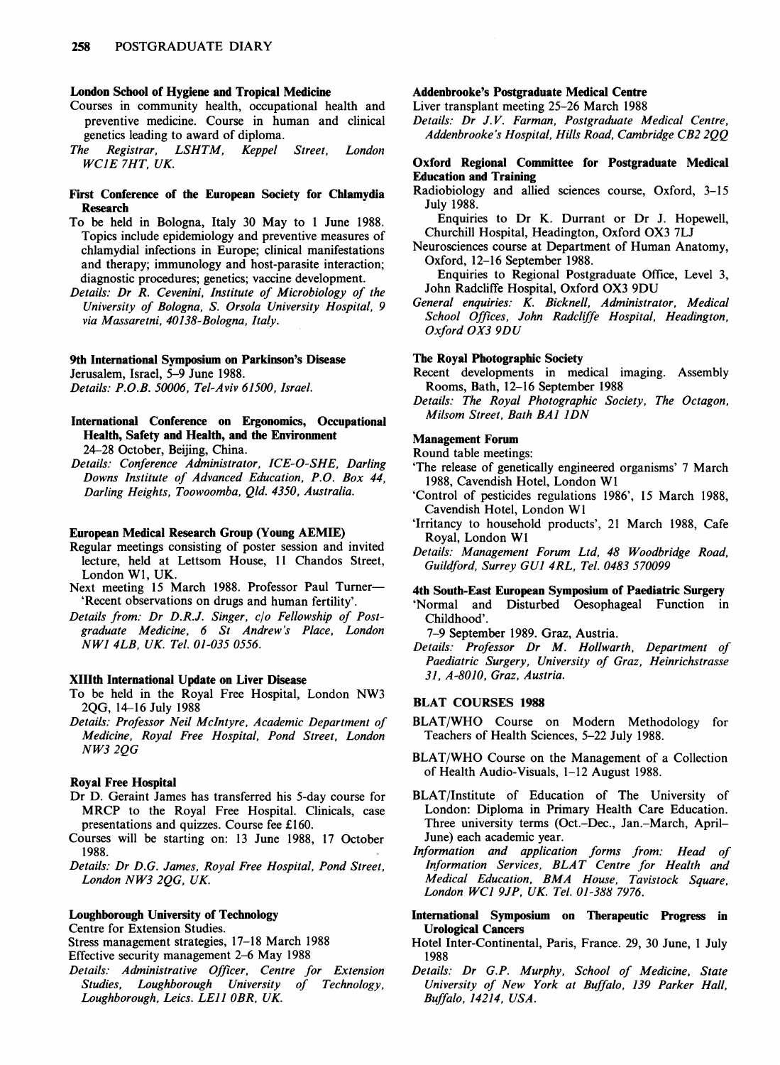**London School of Hygiene and Tropical Medicine**

Courses in community health, occupational health and preventive medicine. Course in human and clinical genetics leading to award of diploma.

*The Registrar, LSHTM, Keppel Street, London WC1E 7HT, UK.*

**First Conference of the European Society for Chlamydia Research**

To be held in Bologna, Italy 30 May to 1 June 1988. Topics include epidemiology and preventive measures of chlamydial infections in Europe; clinical manifestations and therapy; immunology and host-parasite interaction; diagnostic procedures; genetics; vaccine development.

*Details: Dr R. Cevenini, Institute of Microbiology of the University of Bologna, S. Orsola University Hospital, 9 via Massaretni, 40138-Bologna, Italy.*

**9th International Symposium on Parkinson's Disease**

Jerusalem, Israel, 5–9 June 1988.

*Details: P.O.B. 50006, Tel-Aviv 61500, Israel.*

**International Conference on Ergonomics, Occupational Health, Safety and Health, and the Environment**

24–28 October, Beijing, China.

*Details: Conference Administrator, ICE-O-SHE, Darling Downs Institute of Advanced Education, P.O. Box 44, Darling Heights, Toowoomba, Qld. 4350, Australia.*

**European Medical Research Group (Young AEMIE)**

Regular meetings consisting of poster session and invited lecture, held at Lettsom House, 11 Chandos Street, London W1, UK.

Next meeting 15 March 1988. Professor Paul Turner—'Recent observations on drugs and human fertility'.

*Details from: Dr D.R.J. Singer, c/o Fellowship of Postgraduate Medicine, 6 St Andrew's Place, London NW1 4LB, UK. Tel. 01-035 0556.*

**XIIIth International Update on Liver Disease**

To be held in the Royal Free Hospital, London NW3 2QG, 14–16 July 1988

*Details: Professor Neil McIntyre, Academic Department of Medicine, Royal Free Hospital, Pond Street, London NW3 2QG*

**Royal Free Hospital**

Dr D. Geraint James has transferred his 5-day course for MRCP to the Royal Free Hospital. Clinicals, case presentations and quizzes. Course fee £160.

Courses will be starting on: 13 June 1988, 17 October 1988.

*Details: Dr D.G. James, Royal Free Hospital, Pond Street, London NW3 2QG, UK.*

**Loughborough University of Technology**

Centre for Extension Studies.

Stress management strategies, 17–18 March 1988

Effective security management 2–6 May 1988

*Details: Administrative Officer, Centre for Extension Studies, Loughborough University of Technology, Loughborough, Leics. LE11 0BR, UK.*

**Addenbrooke's Postgraduate Medical Centre**

Liver transplant meeting 25–26 March 1988

*Details: Dr J.V. Farman, Postgraduate Medical Centre, Addenbrooke's Hospital, Hills Road, Cambridge CB2 2QQ*

**Oxford Regional Committee for Postgraduate Medical Education and Training**

Radiobiology and allied sciences course, Oxford, 3–15 July 1988.

Enquiries to Dr K. Durrant or Dr J. Hopewell, Churchill Hospital, Headington, Oxford OX3 7LJ

Neurosciences course at Department of Human Anatomy, Oxford, 12–16 September 1988.

Enquiries to Regional Postgraduate Office, Level 3, John Radcliffe Hospital, Oxford OX3 9DU

*General enquiries: K. Bicknell, Administrator, Medical School Offices, John Radcliffe Hospital, Headington, Oxford OX3 9DU*

**The Royal Photographic Society**

Recent developments in medical imaging. Assembly Rooms, Bath, 12–16 September 1988

*Details: The Royal Photographic Society, The Octagon, Milsom Street, Bath BA1 1DN*

**Management Forum**

Round table meetings:

'The release of genetically engineered organisms' 7 March 1988, Cavendish Hotel, London W1

'Control of pesticides regulations 1986', 15 March 1988, Cavendish Hotel, London W1

'Irritancy to household products', 21 March 1988, Cafe Royal, London W1

*Details: Management Forum Ltd, 48 Woodbridge Road, Guildford, Surrey GU1 4RL, Tel. 0483 570099*

**4th South-East European Symposium of Paediatric Surgery**

'Normal and Disturbed Oesophageal Function in Childhood'.

7–9 September 1989. Graz, Austria.

*Details: Professor Dr M. Hollwarth, Department of Paediatric Surgery, University of Graz, Heinrichstrasse 31, A-8010, Graz, Austria.*

## BLAT COURSES 1988

BLAT/WHO Course on Modern Methodology for Teachers of Health Sciences, 5–22 July 1988.

BLAT/WHO Course on the Management of a Collection of Health Audio-Visuals, 1–12 August 1988.

BLAT/Institute of Education of The University of London: Diploma in Primary Health Care Education. Three university terms (Oct.–Dec., Jan.–March, April–June) each academic year.

*Information and application forms from: Head of Information Services, BLAT Centre for Health and Medical Education, BMA House, Tavistock Square, London WC1 9JP, UK. Tel. 01-388 7976.*

**International Symposium on Therapeutic Progress in Urological Cancers**

Hotel Inter-Continental, Paris, France. 29, 30 June, 1 July 1988

*Details: Dr G.P. Murphy, School of Medicine, State University of New York at Buffalo, 139 Parker Hall, Buffalo, 14214, USA.*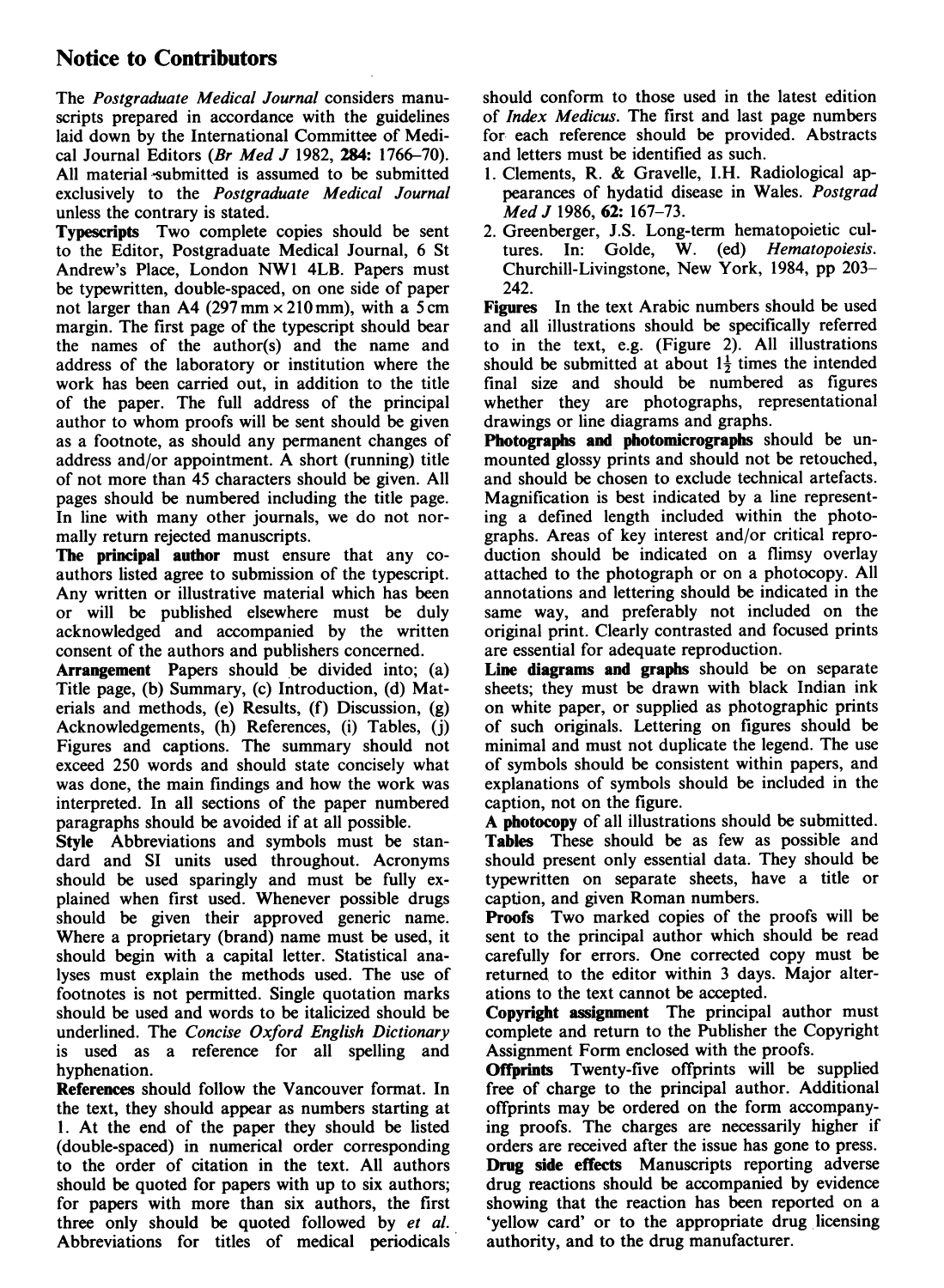## Notice to Contributors

The *Postgraduate Medical Journal* considers manuscripts prepared in accordance with the guidelines laid down by the International Committee of Medical Journal Editors (*Br Med J* 1982, **284:** 1766–70). All material submitted is assumed to be submitted exclusively to the *Postgraduate Medical Journal* unless the contrary is stated.

**Typescripts** Two complete copies should be sent to the Editor, Postgraduate Medical Journal, 6 St Andrew's Place, London NW1 4LB. Papers must be typewritten, double-spaced, on one side of paper not larger than A4 (297 mm × 210 mm), with a 5 cm margin. The first page of the typescript should bear the names of the author(s) and the name and address of the laboratory or institution where the work has been carried out, in addition to the title of the paper. The full address of the principal author to whom proofs will be sent should be given as a footnote, as should any permanent changes of address and/or appointment. A short (running) title of not more than 45 characters should be given. All pages should be numbered including the title page. In line with many other journals, we do not normally return rejected manuscripts.

**The principal author** must ensure that any co-authors listed agree to submission of the typescript. Any written or illustrative material which has been or will be published elsewhere must be duly acknowledged and accompanied by the written consent of the authors and publishers concerned.

**Arrangement** Papers should be divided into; (a) Title page, (b) Summary, (c) Introduction, (d) Materials and methods, (e) Results, (f) Discussion, (g) Acknowledgements, (h) References, (i) Tables, (j) Figures and captions. The summary should not exceed 250 words and should state concisely what was done, the main findings and how the work was interpreted. In all sections of the paper numbered paragraphs should be avoided if at all possible.

**Style** Abbreviations and symbols must be standard and SI units used throughout. Acronyms should be used sparingly and must be fully explained when first used. Whenever possible drugs should be given their approved generic name. Where a proprietary (brand) name must be used, it should begin with a capital letter. Statistical analyses must explain the methods used. The use of footnotes is not permitted. Single quotation marks should be used and words to be italicized should be underlined. The *Concise Oxford English Dictionary* is used as a reference for all spelling and hyphenation.

**References** should follow the Vancouver format. In the text, they should appear as numbers starting at 1. At the end of the paper they should be listed (double-spaced) in numerical order corresponding to the order of citation in the text. All authors should be quoted for papers with up to six authors; for papers with more than six authors, the first three only should be quoted followed by *et al.* Abbreviations for titles of medical periodicals should conform to those used in the latest edition of *Index Medicus*. The first and last page numbers for each reference should be provided. Abstracts and letters must be identified as such.

1. Clements, R. & Gravelle, I.H. Radiological appearances of hydatid disease in Wales. *Postgrad Med J* 1986, **62:** 167–73.
2. Greenberger, J.S. Long-term hematopoietic cultures. In: Golde, W. (ed) *Hematopoiesis.* Churchill-Livingstone, New York, 1984, pp 203–242.

**Figures** In the text Arabic numbers should be used and all illustrations should be specifically referred to in the text, e.g. (Figure 2). All illustrations should be submitted at about $1\frac{1}{2}$ times the intended final size and should be numbered as figures whether they are photographs, representational drawings or line diagrams and graphs.

**Photographs and photomicrographs** should be unmounted glossy prints and should not be retouched, and should be chosen to exclude technical artefacts. Magnification is best indicated by a line representing a defined length included within the photographs. Areas of key interest and/or critical reproduction should be indicated on a flimsy overlay attached to the photograph or on a photocopy. All annotations and lettering should be indicated in the same way, and preferably not included on the original print. Clearly contrasted and focused prints are essential for adequate reproduction.

**Line diagrams and graphs** should be on separate sheets; they must be drawn with black Indian ink on white paper, or supplied as photographic prints of such originals. Lettering on figures should be minimal and must not duplicate the legend. The use of symbols should be consistent within papers, and explanations of symbols should be included in the caption, not on the figure.

**A photocopy** of all illustrations should be submitted.

**Tables** These should be as few as possible and should present only essential data. They should be typewritten on separate sheets, have a title or caption, and given Roman numbers.

**Proofs** Two marked copies of the proofs will be sent to the principal author which should be read carefully for errors. One corrected copy must be returned to the editor within 3 days. Major alterations to the text cannot be accepted.

**Copyright assignment** The principal author must complete and return to the Publisher the Copyright Assignment Form enclosed with the proofs.

**Offprints** Twenty-five offprints will be supplied free of charge to the principal author. Additional offprints may be ordered on the form accompanying proofs. The charges are necessarily higher if orders are received after the issue has gone to press.

**Drug side effects** Manuscripts reporting adverse drug reactions should be accompanied by evidence showing that the reaction has been reported on a 'yellow card' or to the appropriate drug licensing authority, and to the drug manufacturer.